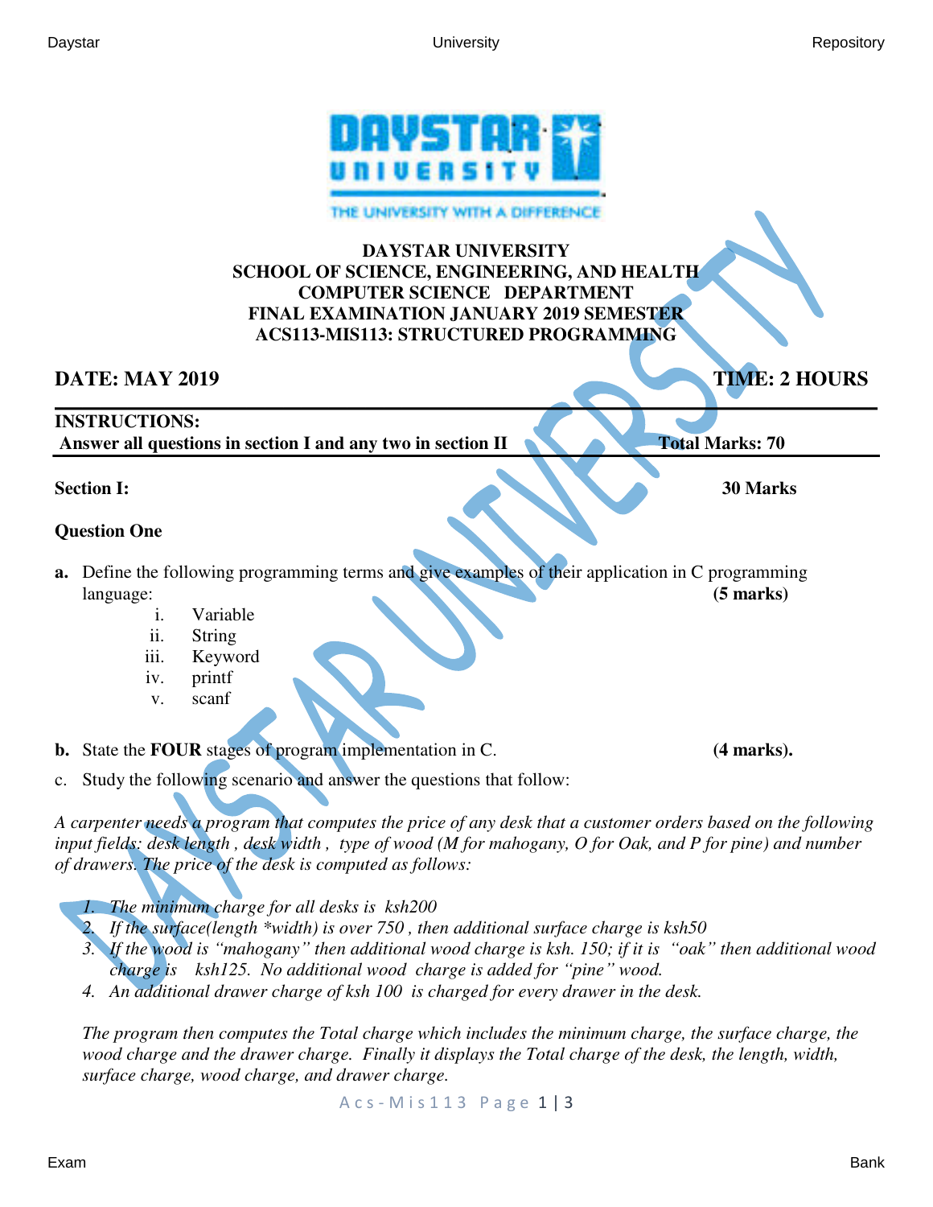**DAYSTAR UNIVERSITY**
**SCHOOL OF SCIENCE, ENGINEERING, AND HEALTH**
**COMPUTER SCIENCE DEPARTMENT**
**FINAL EXAMINATION JANUARY 2019 SEMESTER**
**ACS113-MIS113: STRUCTURED PROGRAMMING**

**DATE: MAY 2019** **TIME: 2 HOURS**

**INSTRUCTIONS:**
**Answer all questions in section I and any two in section II** **Total Marks: 70**

**Section I:** **30 Marks**

**Question One**

**a.** Define the following programming terms and give examples of their application in C programming language: **(5 marks)**

i. Variable
ii. String
iii. Keyword
iv. printf
v. scanf

**b.** State the **FOUR** stages of program implementation in C. **(4 marks).**

c. Study the following scenario and answer the questions that follow:

*A carpenter needs a program that computes the price of any desk that a customer orders based on the following input fields: desk length , desk width , type of wood (M for mahogany, O for Oak, and P for pine) and number of drawers. The price of the desk is computed as follows:*

1. *The minimum charge for all desks is ksh200*
2. *If the surface(length *width) is over 750 , then additional surface charge is ksh50*
3. *If the wood is "mahogany" then additional wood charge is ksh. 150; if it is "oak" then additional wood charge is ksh125. No additional wood charge is added for "pine" wood.*
4. *An additional drawer charge of ksh 100 is charged for every drawer in the desk.*

*The program then computes the Total charge which includes the minimum charge, the surface charge, the wood charge and the drawer charge. Finally it displays the Total charge of the desk, the length, width, surface charge, wood charge, and drawer charge.*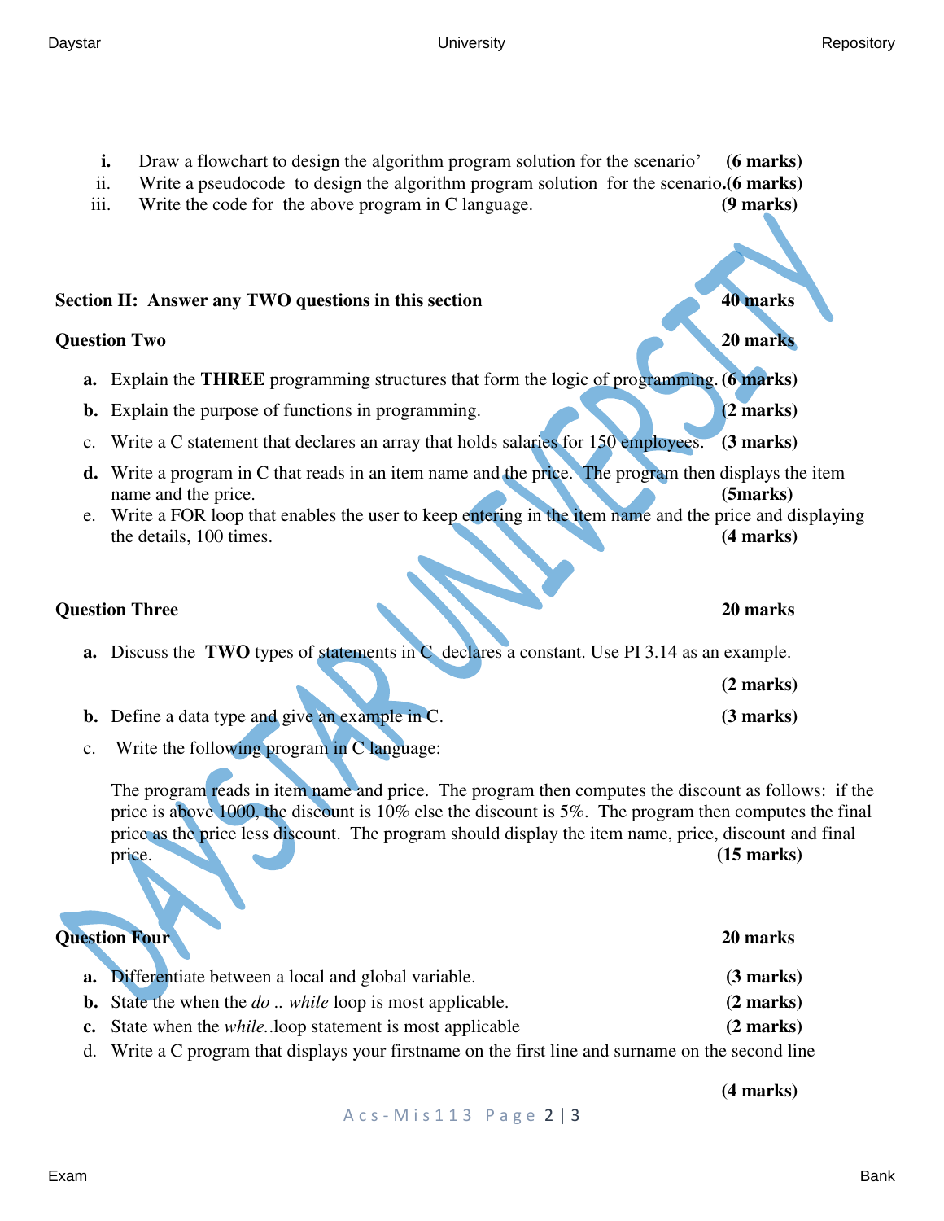i. Draw a flowchart to design the algorithm program solution for the scenario' **(6 marks)**

ii. Write a pseudocode to design the algorithm program solution for the scenario. **(6 marks)**

iii. Write the code for the above program in C language. **(9 marks)**

## Section II: Answer any TWO questions in this section **40 marks**

### Question Two **20 marks**

**a.** Explain the **THREE** programming structures that form the logic of programming. **(6 marks)**

**b.** Explain the purpose of functions in programming. **(2 marks)**

c. Write a C statement that declares an array that holds salaries for 150 employees. **(3 marks)**

**d.** Write a program in C that reads in an item name and the price. The program then displays the item name and the price. **(5marks)**

e. Write a FOR loop that enables the user to keep entering in the item name and the price and displaying the details, 100 times. **(4 marks)**

### Question Three **20 marks**

**a.** Discuss the **TWO** types of statements in C declares a constant. Use PI 3.14 as an example. **(2 marks)**

**b.** Define a data type and give an example in C. **(3 marks)**

c. Write the following program in C language:

The program reads in item name and price. The program then computes the discount as follows: if the price is above 1000, the discount is 10% else the discount is 5%. The program then computes the final price as the price less discount. The program should display the item name, price, discount and final price. **(15 marks)**

### Question Four **20 marks**

**a.** Differentiate between a local and global variable. **(3 marks)**

**b.** State the when the *do .. while* loop is most applicable. **(2 marks)**

**c.** State when the *while.*.loop statement is most applicable **(2 marks)**

d. Write a C program that displays your firstname on the first line and surname on the second line **(4 marks)**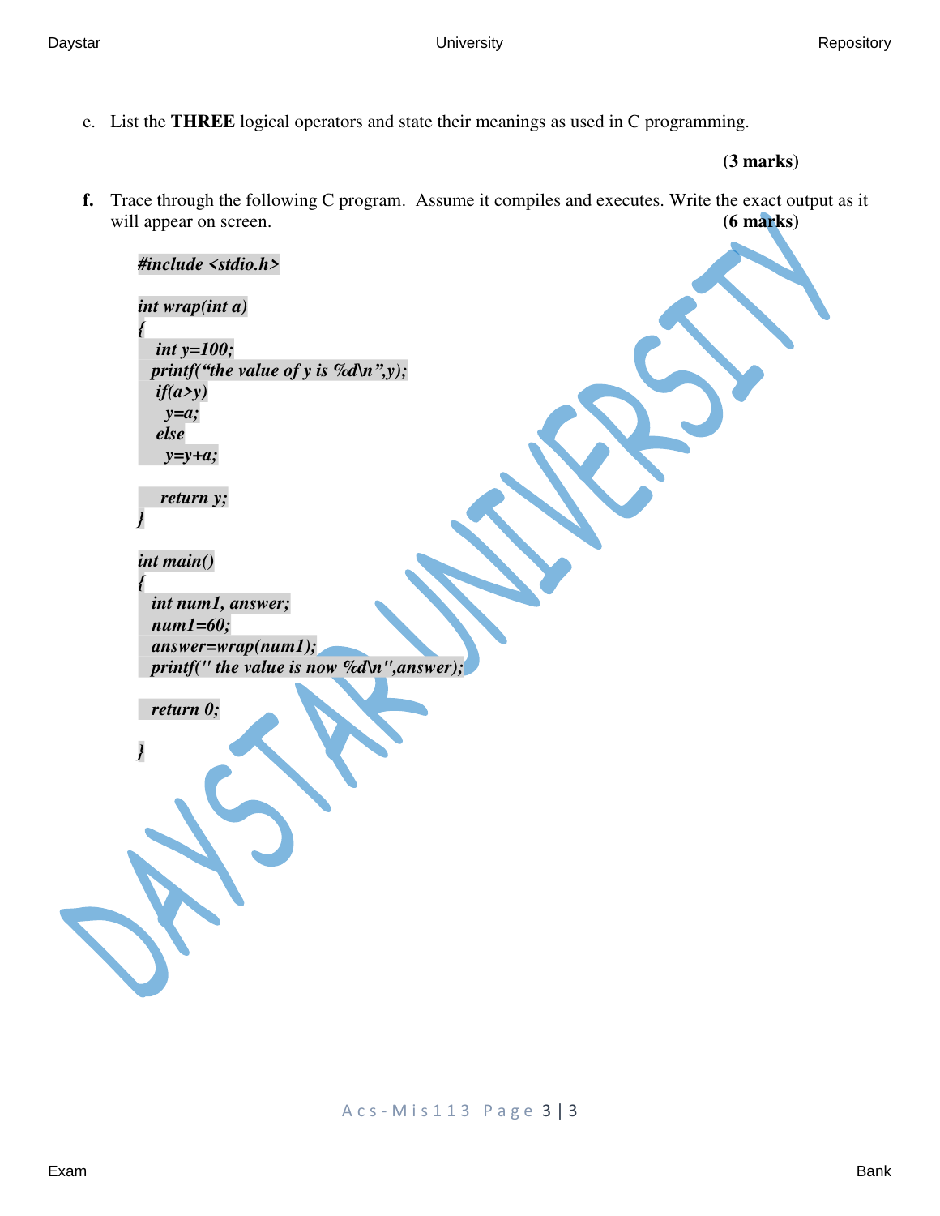e. List the **THREE** logical operators and state their meanings as used in C programming.

**(3 marks)**

**f.** Trace through the following C program. Assume it compiles and executes. Write the exact output as it will appear on screen. **(6 marks)**

```
#include <stdio.h>

int wrap(int a)
{
   int y=100;
  printf("the value of y is %d\n",y);
   if(a>y)
     y=a;
   else
     y=y+a;

    return y;
}

int main()
{
  int num1, answer;
  num1=60;
  answer=wrap(num1);
  printf(" the value is now %d\n",answer);

  return 0;

}
```